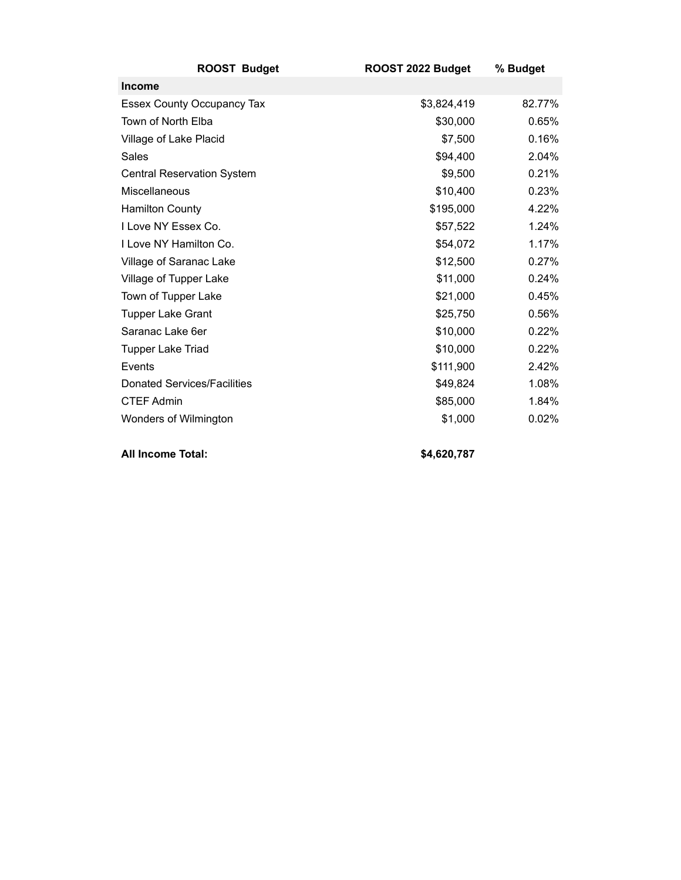| ROOST Budget | ROOST 2022 Budget | % Budget |
| --- | --- | --- |
| **Income** | | |
| Essex County Occupancy Tax | $3,824,419 | 82.77% |
| Town of North Elba | $30,000 | 0.65% |
| Village of Lake Placid | $7,500 | 0.16% |
| Sales | $94,400 | 2.04% |
| Central Reservation System | $9,500 | 0.21% |
| Miscellaneous | $10,400 | 0.23% |
| Hamilton County | $195,000 | 4.22% |
| I Love NY Essex Co. | $57,522 | 1.24% |
| I Love NY Hamilton Co. | $54,072 | 1.17% |
| Village of Saranac Lake | $12,500 | 0.27% |
| Village of Tupper Lake | $11,000 | 0.24% |
| Town of Tupper Lake | $21,000 | 0.45% |
| Tupper Lake Grant | $25,750 | 0.56% |
| Saranac Lake 6er | $10,000 | 0.22% |
| Tupper Lake Triad | $10,000 | 0.22% |
| Events | $111,900 | 2.42% |
| Donated Services/Facilities | $49,824 | 1.08% |
| CTEF Admin | $85,000 | 1.84% |
| Wonders of Wilmington | $1,000 | 0.02% |
| | | |
| **All Income Total:** | **$4,620,787** | |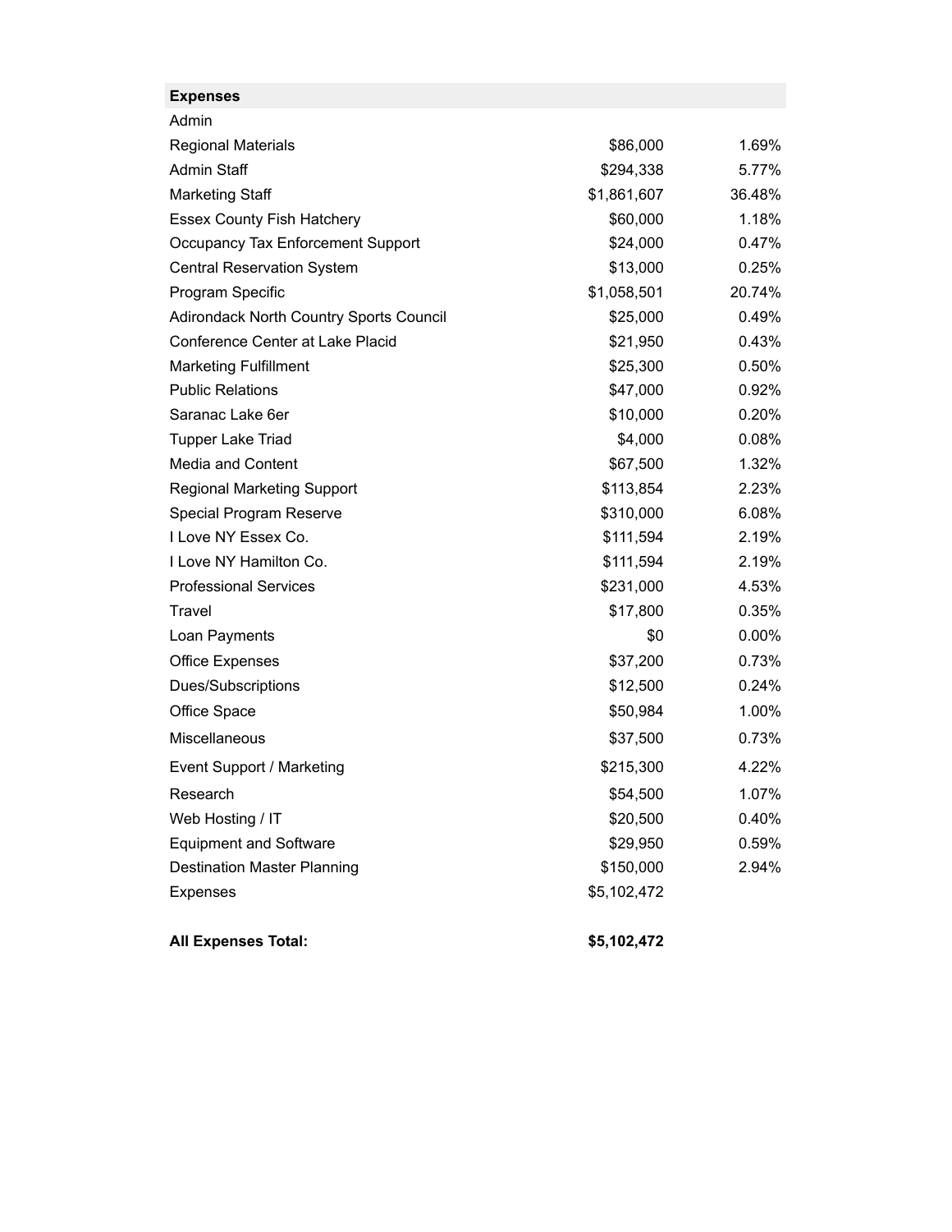| Expenses | | |
|---|---|---|
| Admin | | |
| Regional Materials | $86,000 | 1.69% |
| Admin Staff | $294,338 | 5.77% |
| Marketing Staff | $1,861,607 | 36.48% |
| Essex County Fish Hatchery | $60,000 | 1.18% |
| Occupancy Tax Enforcement Support | $24,000 | 0.47% |
| Central Reservation System | $13,000 | 0.25% |
| Program Specific | $1,058,501 | 20.74% |
| Adirondack North Country Sports Council | $25,000 | 0.49% |
| Conference Center at Lake Placid | $21,950 | 0.43% |
| Marketing Fulfillment | $25,300 | 0.50% |
| Public Relations | $47,000 | 0.92% |
| Saranac Lake 6er | $10,000 | 0.20% |
| Tupper Lake Triad | $4,000 | 0.08% |
| Media and Content | $67,500 | 1.32% |
| Regional Marketing Support | $113,854 | 2.23% |
| Special Program Reserve | $310,000 | 6.08% |
| I Love NY Essex Co. | $111,594 | 2.19% |
| I Love NY Hamilton Co. | $111,594 | 2.19% |
| Professional Services | $231,000 | 4.53% |
| Travel | $17,800 | 0.35% |
| Loan Payments | $0 | 0.00% |
| Office Expenses | $37,200 | 0.73% |
| Dues/Subscriptions | $12,500 | 0.24% |
| Office Space | $50,984 | 1.00% |
| Miscellaneous | $37,500 | 0.73% |
| Event Support / Marketing | $215,300 | 4.22% |
| Research | $54,500 | 1.07% |
| Web Hosting / IT | $20,500 | 0.40% |
| Equipment and Software | $29,950 | 0.59% |
| Destination Master Planning | $150,000 | 2.94% |
| Expenses | $5,102,472 | |
| **All Expenses Total:** | **$5,102,472** | |